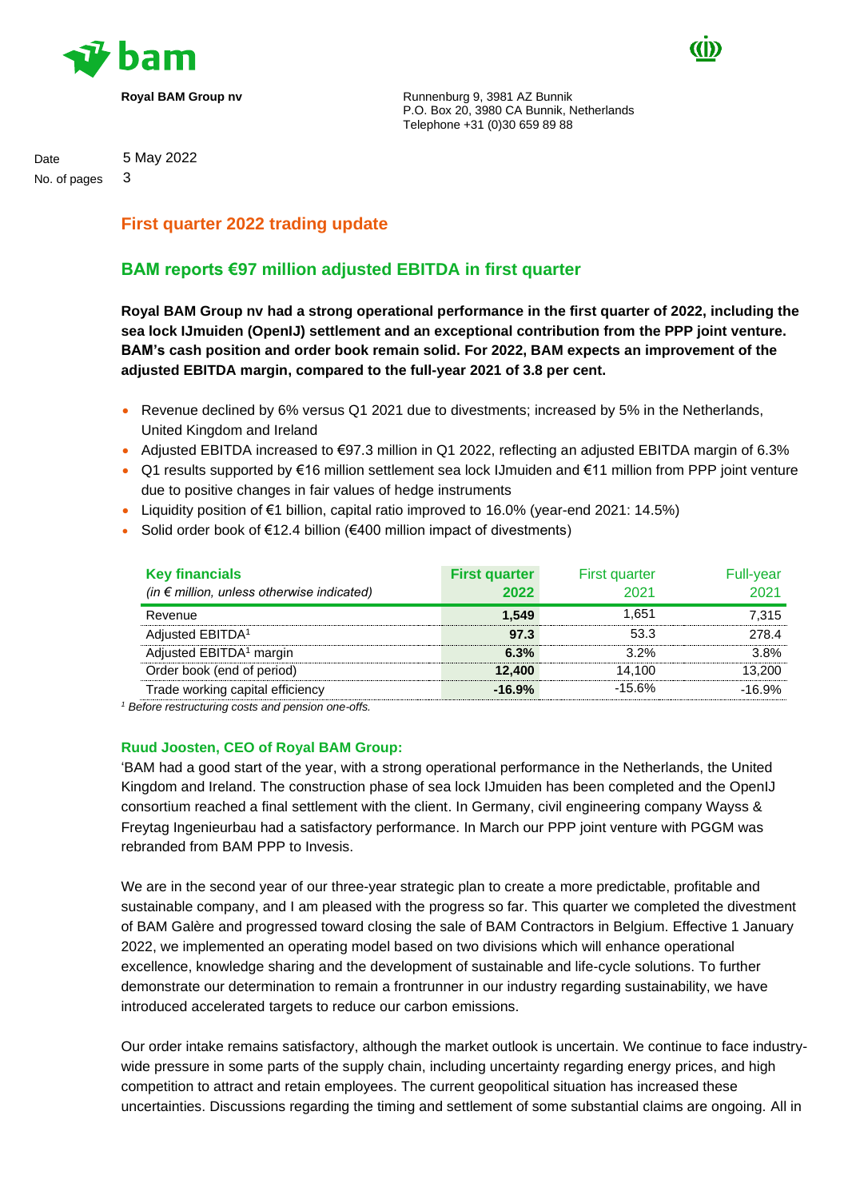**Royal BAM Group nv**

Runnenburg 9, 3981 AZ Bunnik
P.O. Box 20, 3980 CA Bunnik, Netherlands
Telephone +31 (0)30 659 89 88

Date 5 May 2022
No. of pages 3

## First quarter 2022 trading update

# BAM reports €97 million adjusted EBITDA in first quarter

**Royal BAM Group nv had a strong operational performance in the first quarter of 2022, including the sea lock IJmuiden (OpenIJ) settlement and an exceptional contribution from the PPP joint venture. BAM's cash position and order book remain solid. For 2022, BAM expects an improvement of the adjusted EBITDA margin, compared to the full-year 2021 of 3.8 per cent.**

- Revenue declined by 6% versus Q1 2021 due to divestments; increased by 5% in the Netherlands, United Kingdom and Ireland
- Adjusted EBITDA increased to €97.3 million in Q1 2022, reflecting an adjusted EBITDA margin of 6.3%
- Q1 results supported by €16 million settlement sea lock IJmuiden and €11 million from PPP joint venture due to positive changes in fair values of hedge instruments
- Liquidity position of €1 billion, capital ratio improved to 16.0% (year-end 2021: 14.5%)
- Solid order book of €12.4 billion (€400 million impact of divestments)

| **Key financials** *(in € million, unless otherwise indicated)* | **First quarter 2022** | First quarter 2021 | Full-year 2021 |
|---|---|---|---|
| Revenue | **1,549** | 1,651 | 7,315 |
| Adjusted EBITDA[1] | **97.3** | 53.3 | 278.4 |
| Adjusted EBITDA[1] margin | **6.3%** | 3.2% | 3.8% |
| Order book (end of period) | **12,400** | 14,100 | 13,200 |
| Trade working capital efficiency | **-16.9%** | -15.6% | -16.9% |

*[1] Before restructuring costs and pension one-offs.*

### Ruud Joosten, CEO of Royal BAM Group:

'BAM had a good start of the year, with a strong operational performance in the Netherlands, the United Kingdom and Ireland. The construction phase of sea lock IJmuiden has been completed and the OpenIJ consortium reached a final settlement with the client. In Germany, civil engineering company Wayss & Freytag Ingenieurbau had a satisfactory performance. In March our PPP joint venture with PGGM was rebranded from BAM PPP to Invesis.

We are in the second year of our three-year strategic plan to create a more predictable, profitable and sustainable company, and I am pleased with the progress so far. This quarter we completed the divestment of BAM Galère and progressed toward closing the sale of BAM Contractors in Belgium. Effective 1 January 2022, we implemented an operating model based on two divisions which will enhance operational excellence, knowledge sharing and the development of sustainable and life-cycle solutions. To further demonstrate our determination to remain a frontrunner in our industry regarding sustainability, we have introduced accelerated targets to reduce our carbon emissions.

Our order intake remains satisfactory, although the market outlook is uncertain. We continue to face industry-wide pressure in some parts of the supply chain, including uncertainty regarding energy prices, and high competition to attract and retain employees. The current geopolitical situation has increased these uncertainties. Discussions regarding the timing and settlement of some substantial claims are ongoing. All in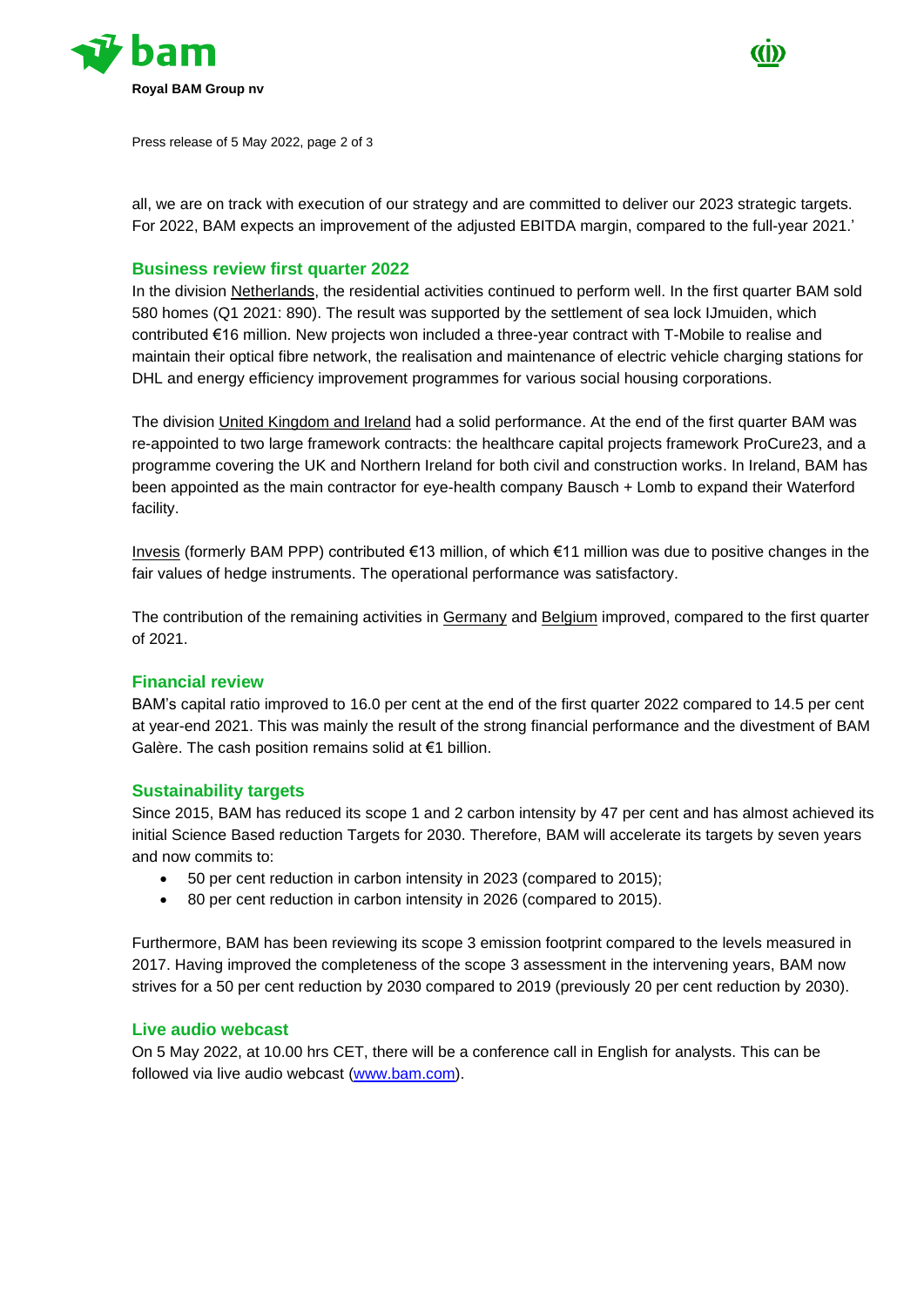all, we are on track with execution of our strategy and are committed to deliver our 2023 strategic targets. For 2022, BAM expects an improvement of the adjusted EBITDA margin, compared to the full-year 2021.'

## Business review first quarter 2022

In the division Netherlands, the residential activities continued to perform well. In the first quarter BAM sold 580 homes (Q1 2021: 890). The result was supported by the settlement of sea lock IJmuiden, which contributed €16 million. New projects won included a three-year contract with T-Mobile to realise and maintain their optical fibre network, the realisation and maintenance of electric vehicle charging stations for DHL and energy efficiency improvement programmes for various social housing corporations.

The division United Kingdom and Ireland had a solid performance. At the end of the first quarter BAM was re-appointed to two large framework contracts: the healthcare capital projects framework ProCure23, and a programme covering the UK and Northern Ireland for both civil and construction works. In Ireland, BAM has been appointed as the main contractor for eye-health company Bausch + Lomb to expand their Waterford facility.

Invesis (formerly BAM PPP) contributed €13 million, of which €11 million was due to positive changes in the fair values of hedge instruments. The operational performance was satisfactory.

The contribution of the remaining activities in Germany and Belgium improved, compared to the first quarter of 2021.

## Financial review

BAM's capital ratio improved to 16.0 per cent at the end of the first quarter 2022 compared to 14.5 per cent at year-end 2021. This was mainly the result of the strong financial performance and the divestment of BAM Galère. The cash position remains solid at €1 billion.

## Sustainability targets

Since 2015, BAM has reduced its scope 1 and 2 carbon intensity by 47 per cent and has almost achieved its initial Science Based reduction Targets for 2030. Therefore, BAM will accelerate its targets by seven years and now commits to:

- 50 per cent reduction in carbon intensity in 2023 (compared to 2015);
- 80 per cent reduction in carbon intensity in 2026 (compared to 2015).

Furthermore, BAM has been reviewing its scope 3 emission footprint compared to the levels measured in 2017. Having improved the completeness of the scope 3 assessment in the intervening years, BAM now strives for a 50 per cent reduction by 2030 compared to 2019 (previously 20 per cent reduction by 2030).

## Live audio webcast

On 5 May 2022, at 10.00 hrs CET, there will be a conference call in English for analysts. This can be followed via live audio webcast (www.bam.com).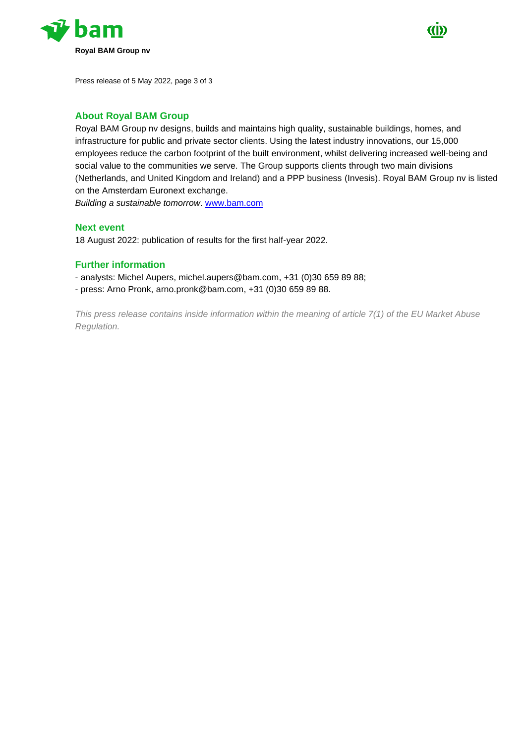## About Royal BAM Group

Royal BAM Group nv designs, builds and maintains high quality, sustainable buildings, homes, and infrastructure for public and private sector clients. Using the latest industry innovations, our 15,000 employees reduce the carbon footprint of the built environment, whilst delivering increased well-being and social value to the communities we serve. The Group supports clients through two main divisions (Netherlands, and United Kingdom and Ireland) and a PPP business (Invesis). Royal BAM Group nv is listed on the Amsterdam Euronext exchange.
*Building a sustainable tomorrow*. [www.bam.com](http://www.bam.com)

## Next event

18 August 2022: publication of results for the first half-year 2022.

## Further information

- analysts: Michel Aupers, michel.aupers@bam.com, +31 (0)30 659 89 88;
- press: Arno Pronk, arno.pronk@bam.com, +31 (0)30 659 89 88.

*This press release contains inside information within the meaning of article 7(1) of the EU Market Abuse Regulation.*